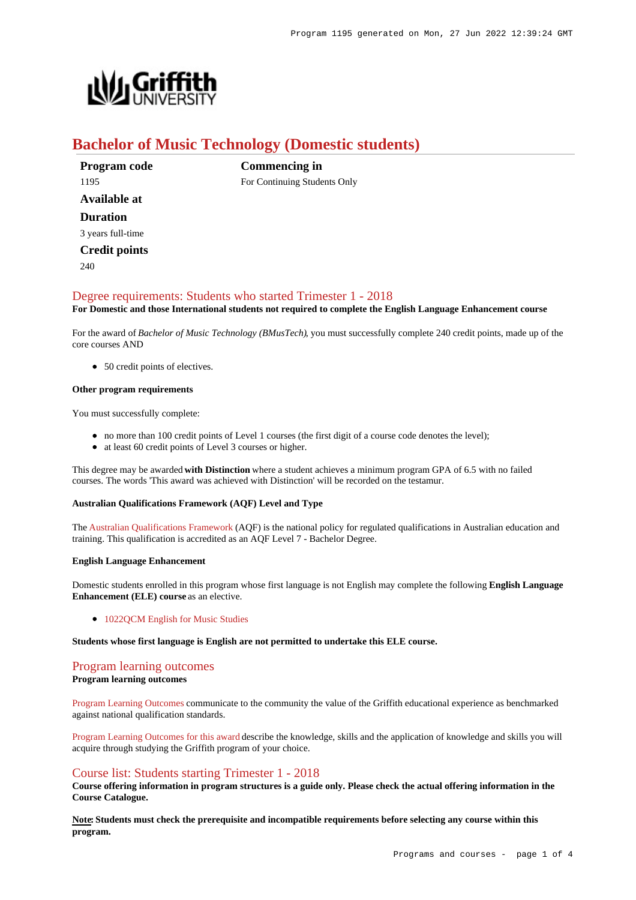# Bachelor of Music Technology (Domestic students)

**Program code**
1195

**Commencing in**
For Continuing Students Only

**Available at**

**Duration**
3 years full-time

**Credit points**
240

## Degree requirements: Students who started Trimester 1 - 2018

**For Domestic and those International students not required to complete the English Language Enhancement course**

For the award of *Bachelor of Music Technology (BMusTech)*, you must successfully complete 240 credit points, made up of the core courses AND

- 50 credit points of electives.

#### Other program requirements

You must successfully complete:

- no more than 100 credit points of Level 1 courses (the first digit of a course code denotes the level);
- at least 60 credit points of Level 3 courses or higher.

This degree may be awarded **with Distinction** where a student achieves a minimum program GPA of 6.5 with no failed courses. The words 'This award was achieved with Distinction' will be recorded on the testamur.

#### Australian Qualifications Framework (AQF) Level and Type

The Australian Qualifications Framework (AQF) is the national policy for regulated qualifications in Australian education and training. This qualification is accredited as an AQF Level 7 - Bachelor Degree.

#### English Language Enhancement

Domestic students enrolled in this program whose first language is not English may complete the following **English Language Enhancement (ELE) course** as an elective.

- 1022QCM English for Music Studies

**Students whose first language is English are not permitted to undertake this ELE course.**

## Program learning outcomes

**Program learning outcomes**

Program Learning Outcomes communicate to the community the value of the Griffith educational experience as benchmarked against national qualification standards.

Program Learning Outcomes for this award describe the knowledge, skills and the application of knowledge and skills you will acquire through studying the Griffith program of your choice.

## Course list: Students starting Trimester 1 - 2018

**Course offering information in program structures is a guide only. Please check the actual offering information in the Course Catalogue.**

**Note: Students must check the prerequisite and incompatible requirements before selecting any course within this program.**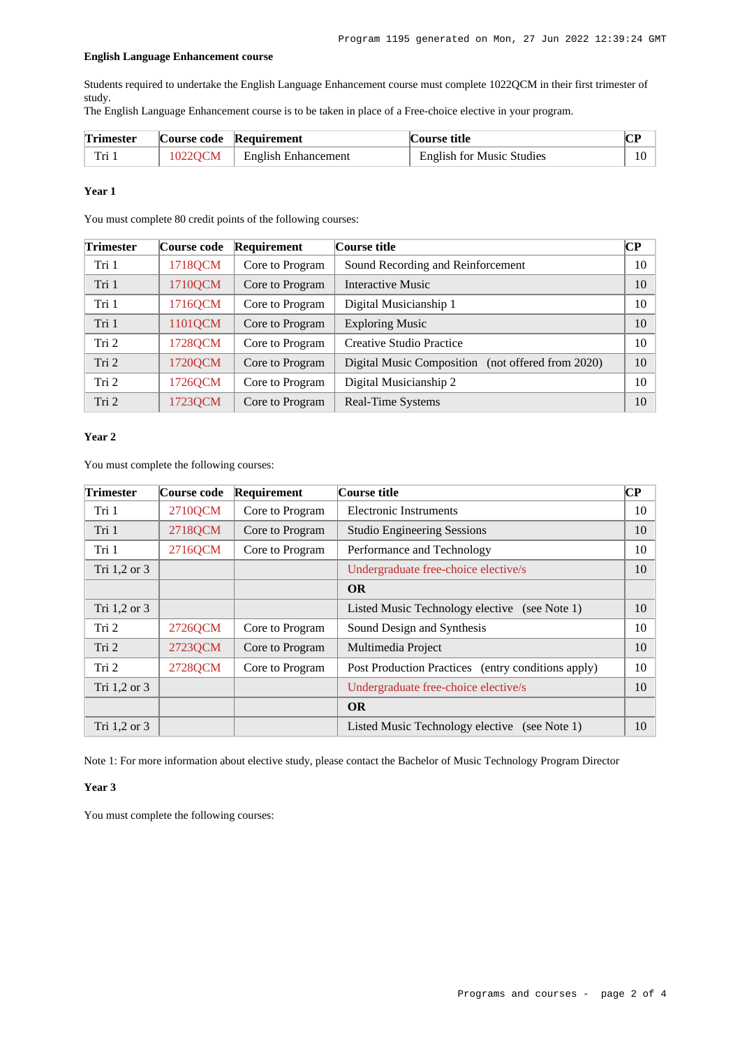### English Language Enhancement course

Students required to undertake the English Language Enhancement course must complete 1022QCM in their first trimester of study.
The English Language Enhancement course is to be taken in place of a Free-choice elective in your program.

| Trimester | Course code | Requirement | Course title | CP |
|---|---|---|---|---|
| Tri 1 | 1022QCM | English Enhancement | English for Music Studies | 10 |

### Year 1

You must complete 80 credit points of the following courses:

| Trimester | Course code | Requirement | Course title | CP |
|---|---|---|---|---|
| Tri 1 | 1718QCM | Core to Program | Sound Recording and Reinforcement | 10 |
| Tri 1 | 1710QCM | Core to Program | Interactive Music | 10 |
| Tri 1 | 1716QCM | Core to Program | Digital Musicianship 1 | 10 |
| Tri 1 | 1101QCM | Core to Program | Exploring Music | 10 |
| Tri 2 | 1728QCM | Core to Program | Creative Studio Practice | 10 |
| Tri 2 | 1720QCM | Core to Program | Digital Music Composition (not offered from 2020) | 10 |
| Tri 2 | 1726QCM | Core to Program | Digital Musicianship 2 | 10 |
| Tri 2 | 1723QCM | Core to Program | Real-Time Systems | 10 |

### Year 2

You must complete the following courses:

| Trimester | Course code | Requirement | Course title | CP |
|---|---|---|---|---|
| Tri 1 | 2710QCM | Core to Program | Electronic Instruments | 10 |
| Tri 1 | 2718QCM | Core to Program | Studio Engineering Sessions | 10 |
| Tri 1 | 2716QCM | Core to Program | Performance and Technology | 10 |
| Tri 1,2 or 3 | | | Undergraduate free-choice elective/s | 10 |
| | | | **OR** | |
| Tri 1,2 or 3 | | | Listed Music Technology elective (see Note 1) | 10 |
| Tri 2 | 2726QCM | Core to Program | Sound Design and Synthesis | 10 |
| Tri 2 | 2723QCM | Core to Program | Multimedia Project | 10 |
| Tri 2 | 2728QCM | Core to Program | Post Production Practices (entry conditions apply) | 10 |
| Tri 1,2 or 3 | | | Undergraduate free-choice elective/s | 10 |
| | | | **OR** | |
| Tri 1,2 or 3 | | | Listed Music Technology elective (see Note 1) | 10 |

Note 1: For more information about elective study, please contact the Bachelor of Music Technology Program Director

### Year 3

You must complete the following courses: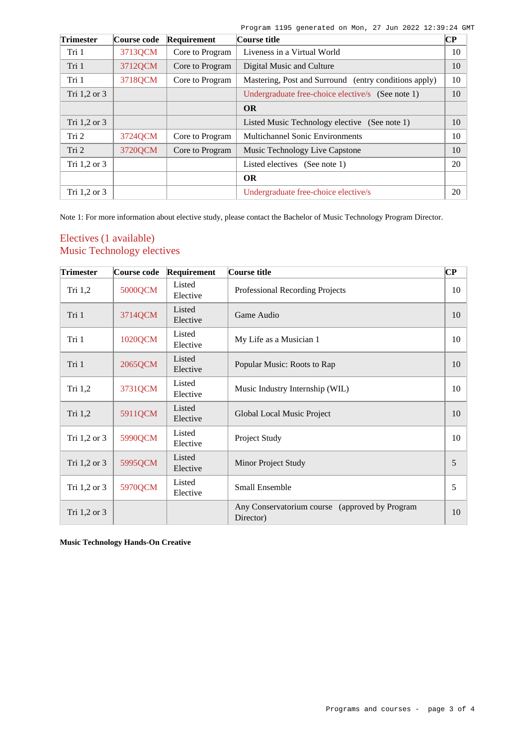| Trimester | Course code | Requirement | Course title | CP |
|---|---|---|---|---|
| Tri 1 | 3713QCM | Core to Program | Liveness in a Virtual World | 10 |
| Tri 1 | 3712QCM | Core to Program | Digital Music and Culture | 10 |
| Tri 1 | 3718QCM | Core to Program | Mastering, Post and Surround (entry conditions apply) | 10 |
| Tri 1,2 or 3 | | | Undergraduate free-choice elective/s (See note 1) | 10 |
| | | | **OR** | |
| Tri 1,2 or 3 | | | Listed Music Technology elective (See note 1) | 10 |
| Tri 2 | 3724QCM | Core to Program | Multichannel Sonic Environments | 10 |
| Tri 2 | 3720QCM | Core to Program | Music Technology Live Capstone | 10 |
| Tri 1,2 or 3 | | | Listed electives (See note 1) | 20 |
| | | | **OR** | |
| Tri 1,2 or 3 | | | Undergraduate free-choice elective/s | 20 |

Note 1: For more information about elective study, please contact the Bachelor of Music Technology Program Director.

## Electives (1 available)

## Music Technology electives

| Trimester | Course code | Requirement | Course title | CP |
|---|---|---|---|---|
| Tri 1,2 | 5000QCM | Listed Elective | Professional Recording Projects | 10 |
| Tri 1 | 3714QCM | Listed Elective | Game Audio | 10 |
| Tri 1 | 1020QCM | Listed Elective | My Life as a Musician 1 | 10 |
| Tri 1 | 2065QCM | Listed Elective | Popular Music: Roots to Rap | 10 |
| Tri 1,2 | 3731QCM | Listed Elective | Music Industry Internship (WIL) | 10 |
| Tri 1,2 | 5911QCM | Listed Elective | Global Local Music Project | 10 |
| Tri 1,2 or 3 | 5990QCM | Listed Elective | Project Study | 10 |
| Tri 1,2 or 3 | 5995QCM | Listed Elective | Minor Project Study | 5 |
| Tri 1,2 or 3 | 5970QCM | Listed Elective | Small Ensemble | 5 |
| Tri 1,2 or 3 | | | Any Conservatorium course (approved by Program Director) | 10 |

**Music Technology Hands-On Creative**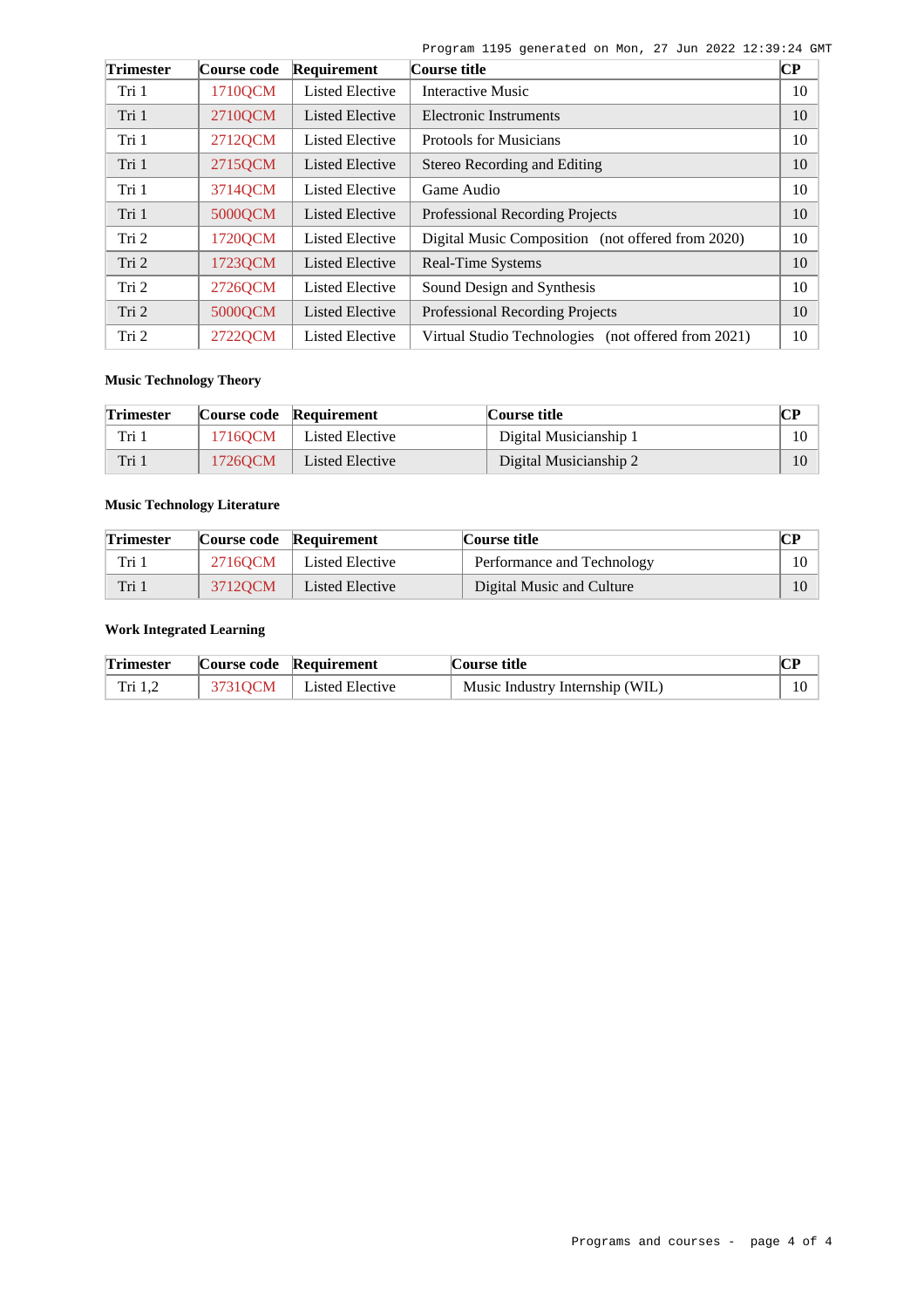| Trimester | Course code | Requirement | Course title | CP |
|---|---|---|---|---|
| Tri 1 | 1710QCM | Listed Elective | Interactive Music | 10 |
| Tri 1 | 2710QCM | Listed Elective | Electronic Instruments | 10 |
| Tri 1 | 2712QCM | Listed Elective | Protools for Musicians | 10 |
| Tri 1 | 2715QCM | Listed Elective | Stereo Recording and Editing | 10 |
| Tri 1 | 3714QCM | Listed Elective | Game Audio | 10 |
| Tri 1 | 5000QCM | Listed Elective | Professional Recording Projects | 10 |
| Tri 2 | 1720QCM | Listed Elective | Digital Music Composition (not offered from 2020) | 10 |
| Tri 2 | 1723QCM | Listed Elective | Real-Time Systems | 10 |
| Tri 2 | 2726QCM | Listed Elective | Sound Design and Synthesis | 10 |
| Tri 2 | 5000QCM | Listed Elective | Professional Recording Projects | 10 |
| Tri 2 | 2722QCM | Listed Elective | Virtual Studio Technologies (not offered from 2021) | 10 |

**Music Technology Theory**

| Trimester | Course code | Requirement | Course title | CP |
|---|---|---|---|---|
| Tri 1 | 1716QCM | Listed Elective | Digital Musicianship 1 | 10 |
| Tri 1 | 1726QCM | Listed Elective | Digital Musicianship 2 | 10 |

**Music Technology Literature**

| Trimester | Course code | Requirement | Course title | CP |
|---|---|---|---|---|
| Tri 1 | 2716QCM | Listed Elective | Performance and Technology | 10 |
| Tri 1 | 3712QCM | Listed Elective | Digital Music and Culture | 10 |

**Work Integrated Learning**

| Trimester | Course code | Requirement | Course title | CP |
|---|---|---|---|---|
| Tri 1,2 | 3731QCM | Listed Elective | Music Industry Internship (WIL) | 10 |